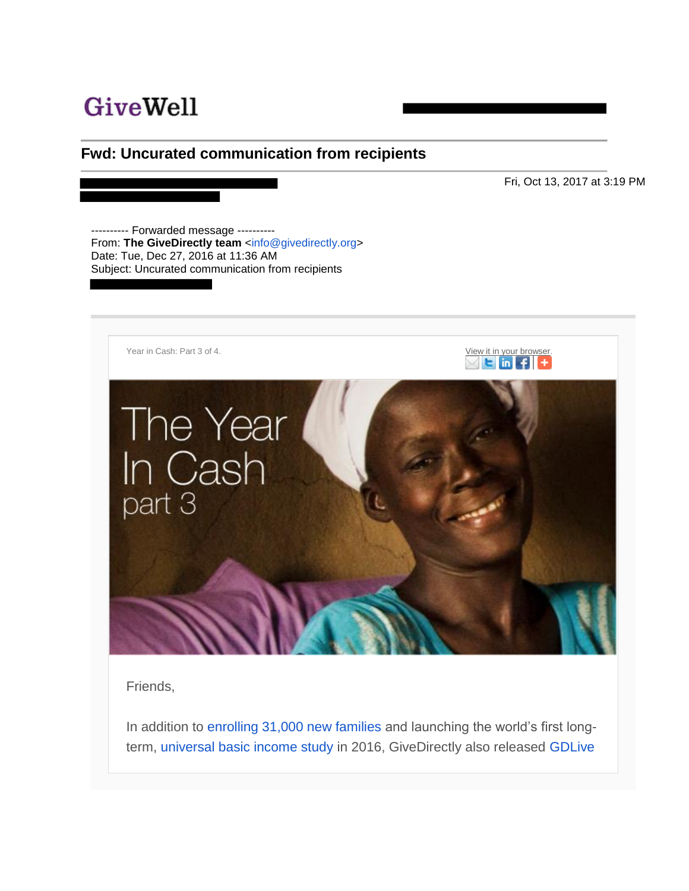GiveWell

## Fwd: Uncurated communication from recipients

Fri, Oct 13, 2017 at 3:19 PM

---------- Forwarded message ----------
From: **The GiveDirectly team** <info@givedirectly.org>
Date: Tue, Dec 27, 2016 at 11:36 AM
Subject: Uncurated communication from recipients

Year in Cash: Part 3 of 4.

View it in your browser.

The Year In Cash part 3

Friends,

In addition to enrolling 31,000 new families and launching the world's first long-term, universal basic income study in 2016, GiveDirectly also released GDLive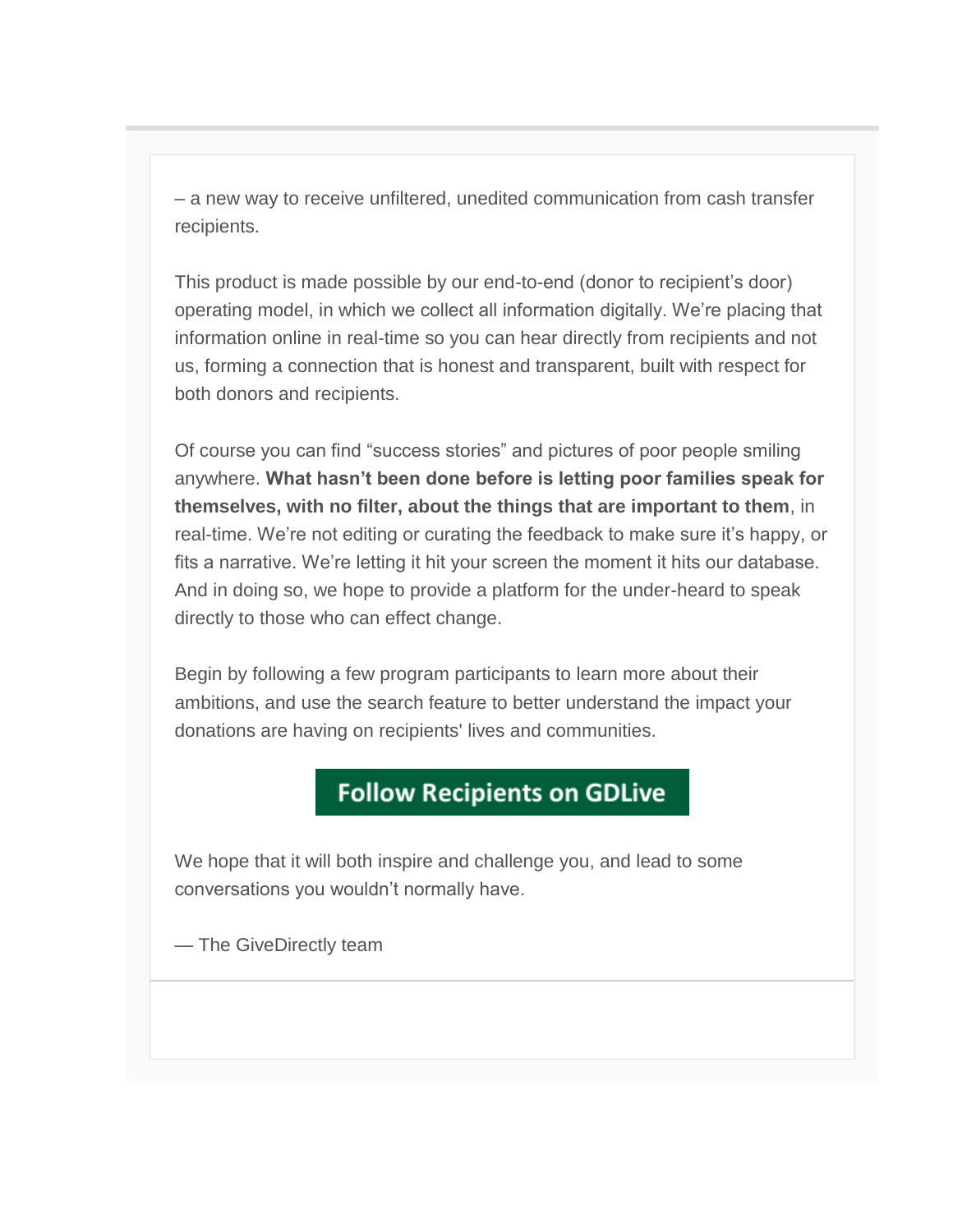– a new way to receive unfiltered, unedited communication from cash transfer recipients.

This product is made possible by our end-to-end (donor to recipient's door) operating model, in which we collect all information digitally. We're placing that information online in real-time so you can hear directly from recipients and not us, forming a connection that is honest and transparent, built with respect for both donors and recipients.

Of course you can find "success stories" and pictures of poor people smiling anywhere. **What hasn't been done before is letting poor families speak for themselves, with no filter, about the things that are important to them**, in real-time. We're not editing or curating the feedback to make sure it's happy, or fits a narrative. We're letting it hit your screen the moment it hits our database. And in doing so, we hope to provide a platform for the under-heard to speak directly to those who can effect change.

Begin by following a few program participants to learn more about their ambitions, and use the search feature to better understand the impact your donations are having on recipients' lives and communities.

**Follow Recipients on GDLive**

We hope that it will both inspire and challenge you, and lead to some conversations you wouldn't normally have.

— The GiveDirectly team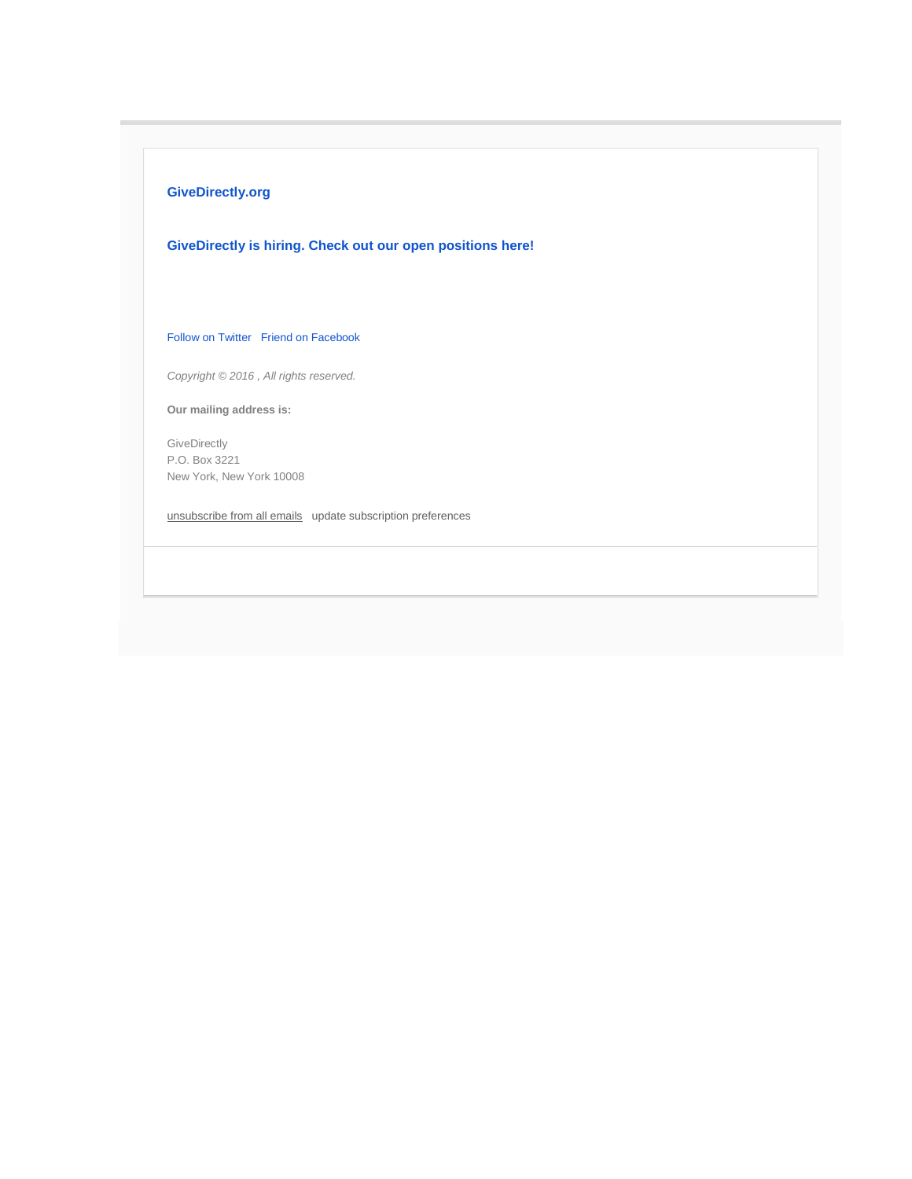**GiveDirectly.org**

**GiveDirectly is hiring. Check out our open positions here!**

Follow on Twitter   Friend on Facebook

*Copyright © 2016 , All rights reserved.*

**Our mailing address is:**

GiveDirectly
P.O. Box 3221
New York, New York 10008

unsubscribe from all emails   update subscription preferences